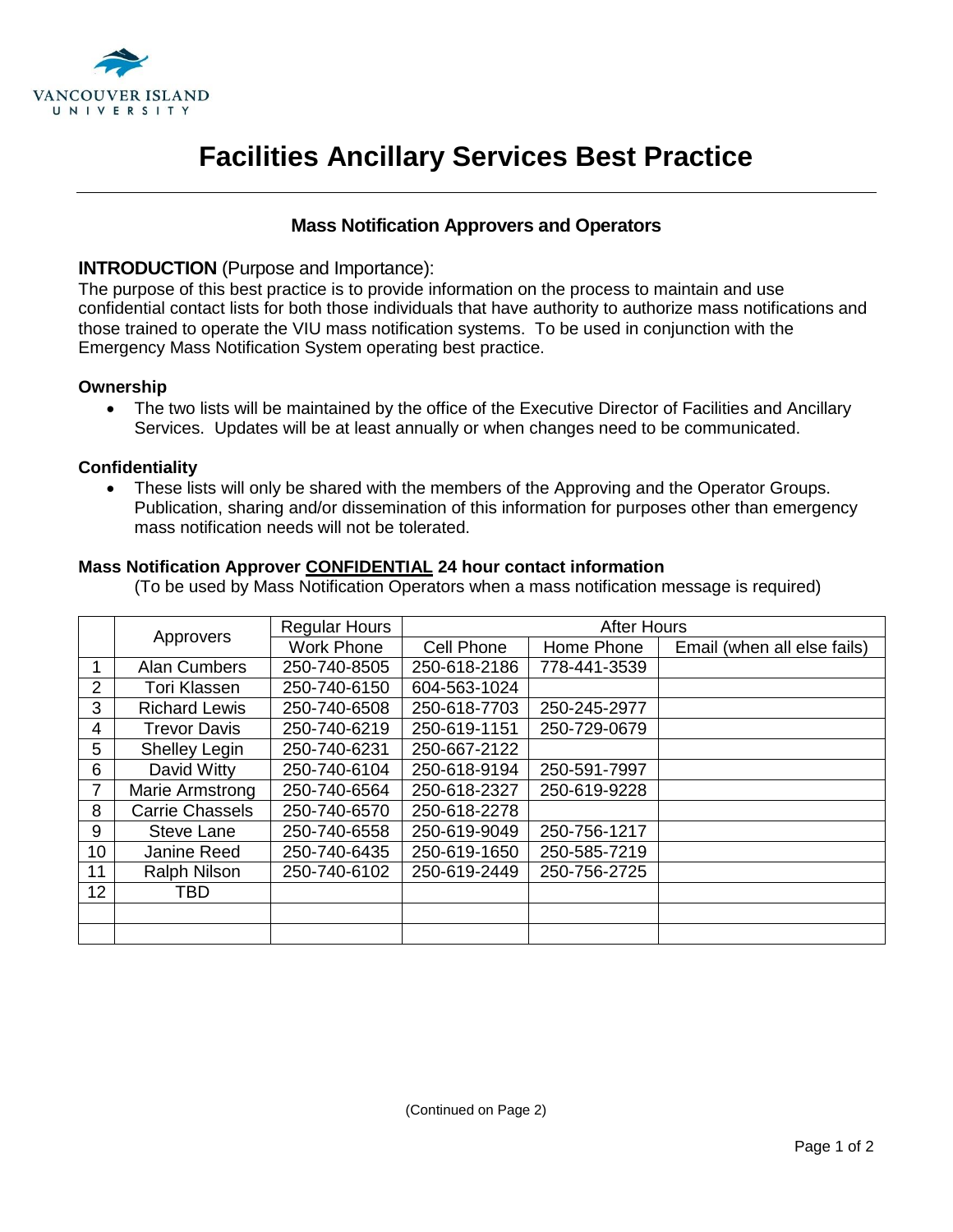# Facilities Ancillary Services Best Practice

## Mass Notification Approvers and Operators

**INTRODUCTION** (Purpose and Importance):

The purpose of this best practice is to provide information on the process to maintain and use confidential contact lists for both those individuals that have authority to authorize mass notifications and those trained to operate the VIU mass notification systems. To be used in conjunction with the Emergency Mass Notification System operating best practice.

**Ownership**

- The two lists will be maintained by the office of the Executive Director of Facilities and Ancillary Services. Updates will be at least annually or when changes need to be communicated.

**Confidentiality**

- These lists will only be shared with the members of the Approving and the Operator Groups. Publication, sharing and/or dissemination of this information for purposes other than emergency mass notification needs will not be tolerated.

**Mass Notification Approver CONFIDENTIAL 24 hour contact information**

(To be used by Mass Notification Operators when a mass notification message is required)

| | Approvers | Regular Hours | After Hours | | |
|---|---|---|---|---|---|
| | | Work Phone | Cell Phone | Home Phone | Email (when all else fails) |
| 1 | Alan Cumbers | 250-740-8505 | 250-618-2186 | 778-441-3539 | |
| 2 | Tori Klassen | 250-740-6150 | 604-563-1024 | | |
| 3 | Richard Lewis | 250-740-6508 | 250-618-7703 | 250-245-2977 | |
| 4 | Trevor Davis | 250-740-6219 | 250-619-1151 | 250-729-0679 | |
| 5 | Shelley Legin | 250-740-6231 | 250-667-2122 | | |
| 6 | David Witty | 250-740-6104 | 250-618-9194 | 250-591-7997 | |
| 7 | Marie Armstrong | 250-740-6564 | 250-618-2327 | 250-619-9228 | |
| 8 | Carrie Chassels | 250-740-6570 | 250-618-2278 | | |
| 9 | Steve Lane | 250-740-6558 | 250-619-9049 | 250-756-1217 | |
| 10 | Janine Reed | 250-740-6435 | 250-619-1650 | 250-585-7219 | |
| 11 | Ralph Nilson | 250-740-6102 | 250-619-2449 | 250-756-2725 | |
| 12 | TBD | | | | |
| | | | | | |
| | | | | | |

(Continued on Page 2)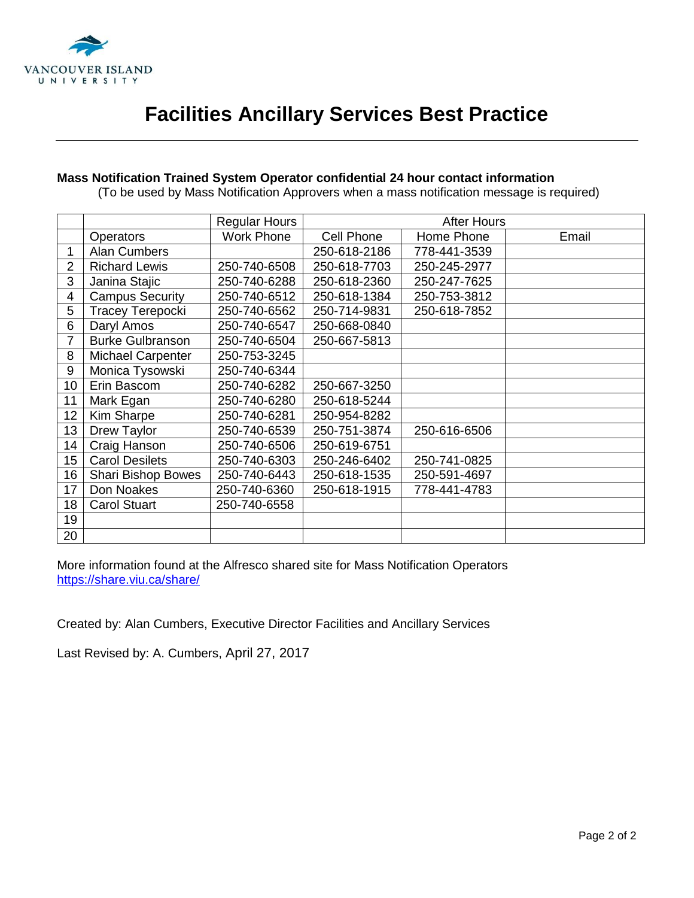VANCOUVER ISLAND UNIVERSITY

# Facilities Ancillary Services Best Practice

**Mass Notification Trained System Operator confidential 24 hour contact information**
(To be used by Mass Notification Approvers when a mass notification message is required)

| | | Regular Hours | After Hours | | |
|---|---|---|---|---|---|
| | Operators | Work Phone | Cell Phone | Home Phone | Email |
| 1 | Alan Cumbers | | 250-618-2186 | 778-441-3539 | |
| 2 | Richard Lewis | 250-740-6508 | 250-618-7703 | 250-245-2977 | |
| 3 | Janina Stajic | 250-740-6288 | 250-618-2360 | 250-247-7625 | |
| 4 | Campus Security | 250-740-6512 | 250-618-1384 | 250-753-3812 | |
| 5 | Tracey Terepocki | 250-740-6562 | 250-714-9831 | 250-618-7852 | |
| 6 | Daryl Amos | 250-740-6547 | 250-668-0840 | | |
| 7 | Burke Gulbranson | 250-740-6504 | 250-667-5813 | | |
| 8 | Michael Carpenter | 250-753-3245 | | | |
| 9 | Monica Tysowski | 250-740-6344 | | | |
| 10 | Erin Bascom | 250-740-6282 | 250-667-3250 | | |
| 11 | Mark Egan | 250-740-6280 | 250-618-5244 | | |
| 12 | Kim Sharpe | 250-740-6281 | 250-954-8282 | | |
| 13 | Drew Taylor | 250-740-6539 | 250-751-3874 | 250-616-6506 | |
| 14 | Craig Hanson | 250-740-6506 | 250-619-6751 | | |
| 15 | Carol Desilets | 250-740-6303 | 250-246-6402 | 250-741-0825 | |
| 16 | Shari Bishop Bowes | 250-740-6443 | 250-618-1535 | 250-591-4697 | |
| 17 | Don Noakes | 250-740-6360 | 250-618-1915 | 778-441-4783 | |
| 18 | Carol Stuart | 250-740-6558 | | | |
| 19 | | | | | |
| 20 | | | | | |

More information found at the Alfresco shared site for Mass Notification Operators
https://share.viu.ca/share/

Created by: Alan Cumbers, Executive Director Facilities and Ancillary Services

Last Revised by: A. Cumbers, April 27, 2017